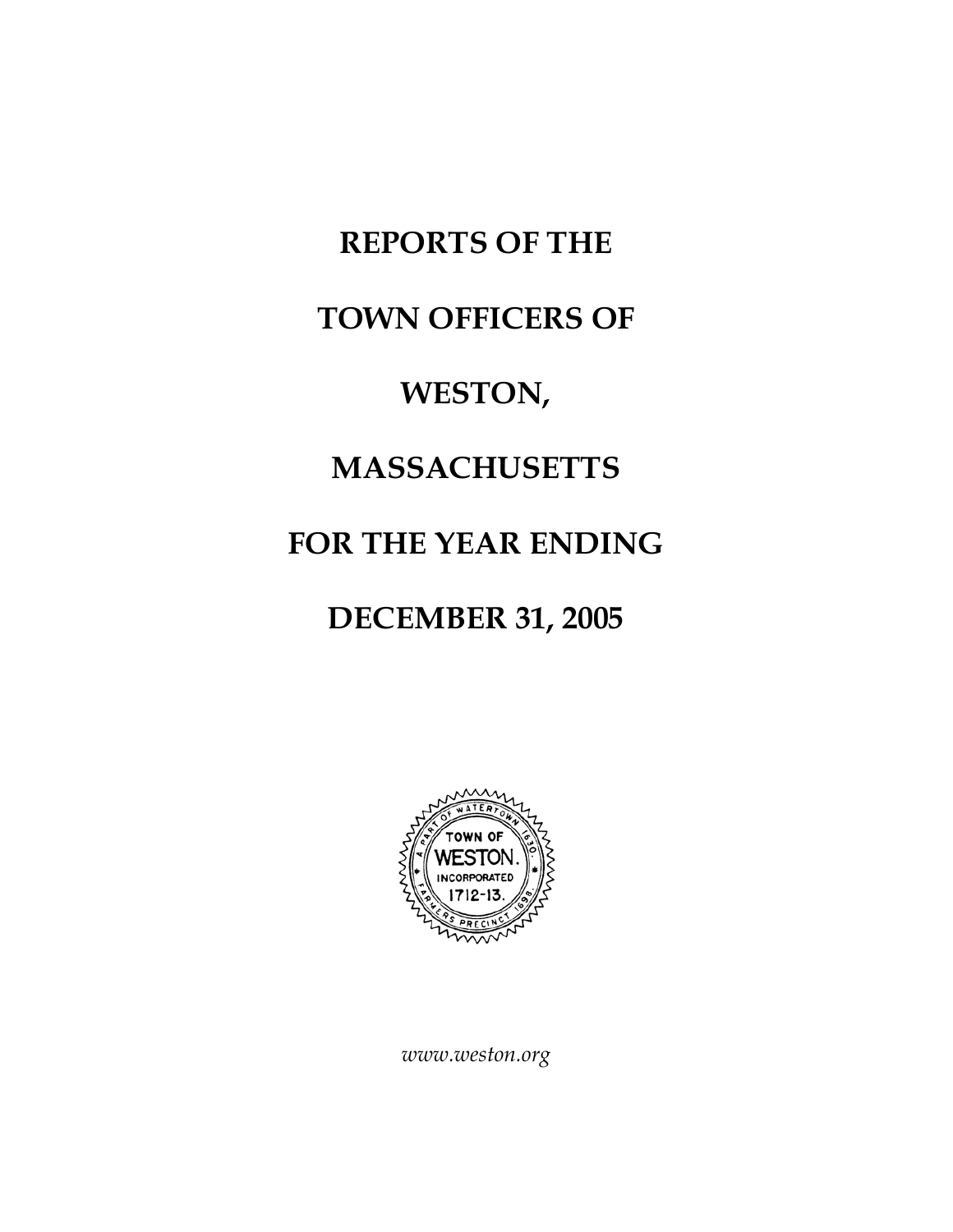# REPORTS OF THE

# TOWN OFFICERS OF

# WESTON,

# MASSACHUSETTS

# FOR THE YEAR ENDING

# DECEMBER 31, 2005

*www.weston.org*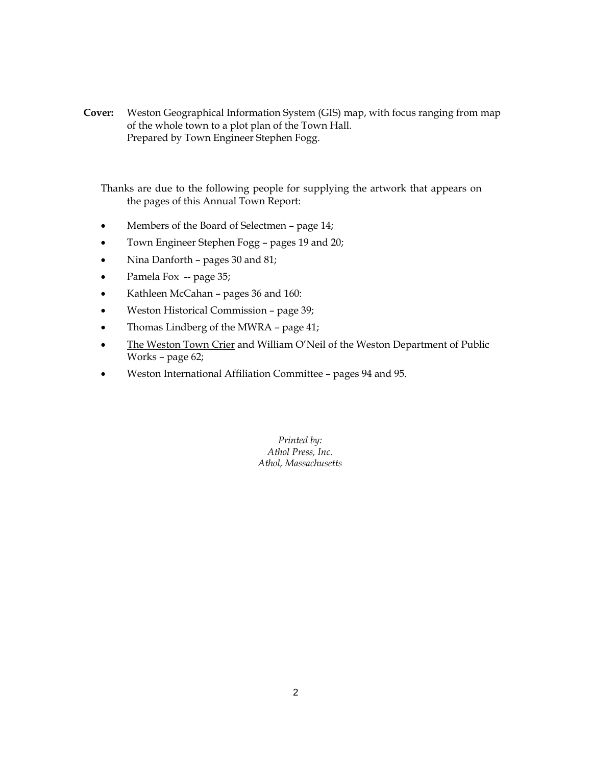**Cover:** Weston Geographical Information System (GIS) map, with focus ranging from map of the whole town to a plot plan of the Town Hall.
Prepared by Town Engineer Stephen Fogg.

Thanks are due to the following people for supplying the artwork that appears on the pages of this Annual Town Report:

- Members of the Board of Selectmen – page 14;
- Town Engineer Stephen Fogg – pages 19 and 20;
- Nina Danforth – pages 30 and 81;
- Pamela Fox -- page 35;
- Kathleen McCahan – pages 36 and 160:
- Weston Historical Commission – page 39;
- Thomas Lindberg of the MWRA – page 41;
- <u>The Weston Town Crier</u> and William O'Neil of the Weston Department of Public Works – page 62;
- Weston International Affiliation Committee – pages 94 and 95.

*Printed by:*
*Athol Press, Inc.*
*Athol, Massachusetts*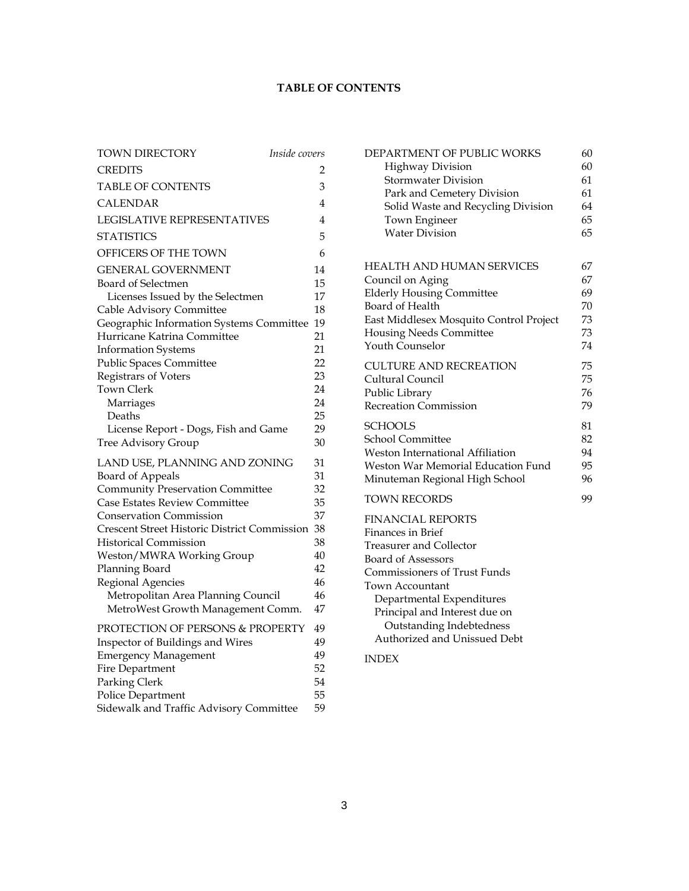# TABLE OF CONTENTS

| | |
|---|---|
| TOWN DIRECTORY | *Inside covers* |
| CREDITS | 2 |
| TABLE OF CONTENTS | 3 |
| CALENDAR | 4 |
| LEGISLATIVE REPRESENTATIVES | 4 |
| STATISTICS | 5 |
| OFFICERS OF THE TOWN | 6 |
| GENERAL GOVERNMENT | 14 |
| Board of Selectmen | 15 |
| Licenses Issued by the Selectmen | 17 |
| Cable Advisory Committee | 18 |
| Geographic Information Systems Committee | 19 |
| Hurricane Katrina Committee | 21 |
| Information Systems | 21 |
| Public Spaces Committee | 22 |
| Registrars of Voters | 23 |
| Town Clerk | 24 |
| Marriages | 24 |
| Deaths | 25 |
| License Report - Dogs, Fish and Game | 29 |
| Tree Advisory Group | 30 |
| LAND USE, PLANNING AND ZONING | 31 |
| Board of Appeals | 31 |
| Community Preservation Committee | 32 |
| Case Estates Review Committee | 35 |
| Conservation Commission | 37 |
| Crescent Street Historic District Commission | 38 |
| Historical Commission | 38 |
| Weston/MWRA Working Group | 40 |
| Planning Board | 42 |
| Regional Agencies | 46 |
| Metropolitan Area Planning Council | 46 |
| MetroWest Growth Management Comm. | 47 |
| PROTECTION OF PERSONS & PROPERTY | 49 |
| Inspector of Buildings and Wires | 49 |
| Emergency Management | 49 |
| Fire Department | 52 |
| Parking Clerk | 54 |
| Police Department | 55 |
| Sidewalk and Traffic Advisory Committee | 59 |
| DEPARTMENT OF PUBLIC WORKS | 60 |
| Highway Division | 60 |
| Stormwater Division | 61 |
| Park and Cemetery Division | 61 |
| Solid Waste and Recycling Division | 64 |
| Town Engineer | 65 |
| Water Division | 65 |
| HEALTH AND HUMAN SERVICES | 67 |
| Council on Aging | 67 |
| Elderly Housing Committee | 69 |
| Board of Health | 70 |
| East Middlesex Mosquito Control Project | 73 |
| Housing Needs Committee | 73 |
| Youth Counselor | 74 |
| CULTURE AND RECREATION | 75 |
| Cultural Council | 75 |
| Public Library | 76 |
| Recreation Commission | 79 |
| SCHOOLS | 81 |
| School Committee | 82 |
| Weston International Affiliation | 94 |
| Weston War Memorial Education Fund | 95 |
| Minuteman Regional High School | 96 |
| TOWN RECORDS | 99 |
| FINANCIAL REPORTS | |
| Finances in Brief | |
| Treasurer and Collector | |
| Board of Assessors | |
| Commissioners of Trust Funds | |
| Town Accountant | |
| Departmental Expenditures | |
| Principal and Interest due on Outstanding Indebtedness | |
| Authorized and Unissued Debt | |
| INDEX | |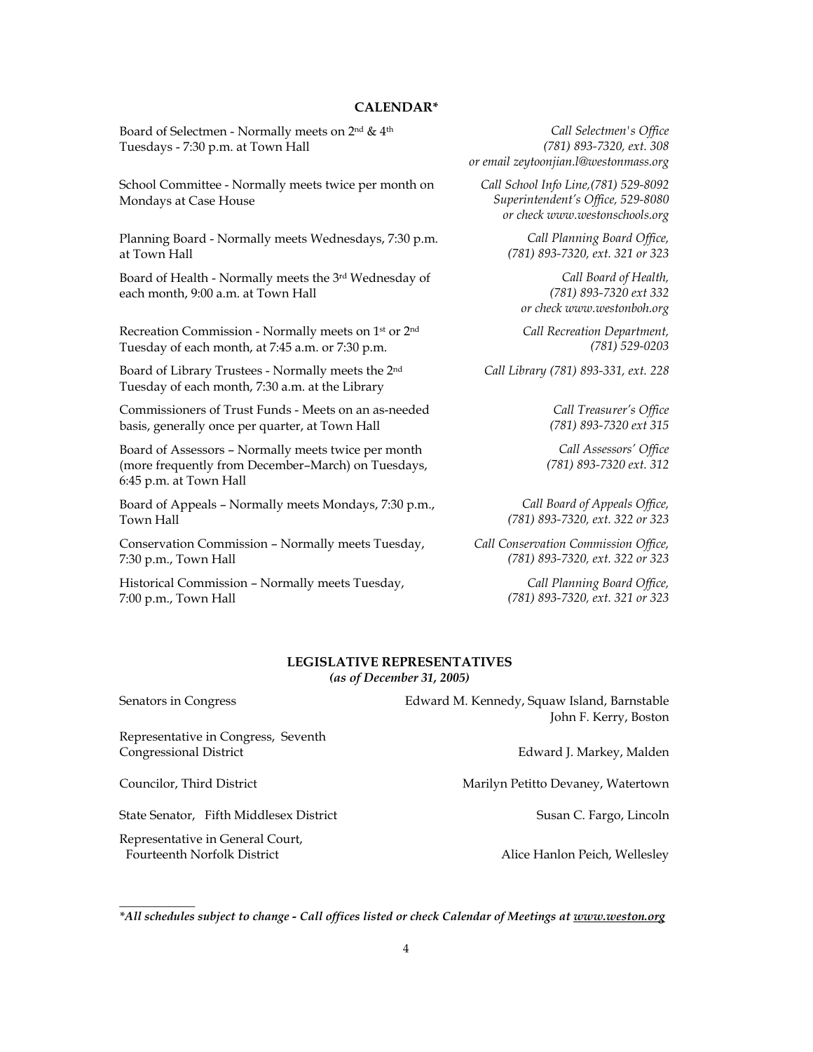## CALENDAR*

| | |
|---|---|
| Board of Selectmen - Normally meets on 2nd & 4th Tuesdays - 7:30 p.m. at Town Hall | *Call Selectmen's Office (781) 893-7320, ext. 308 or email zeytoonjian.l@westonmass.org* |
| School Committee - Normally meets twice per month on Mondays at Case House | *Call School Info Line,(781) 529-8092 Superintendent's Office, 529-8080 or check www.westonschools.org* |
| Planning Board - Normally meets Wednesdays, 7:30 p.m. at Town Hall | *Call Planning Board Office, (781) 893-7320, ext. 321 or 323* |
| Board of Health - Normally meets the 3rd Wednesday of each month, 9:00 a.m. at Town Hall | *Call Board of Health, (781) 893-7320 ext 332 or check www.westonboh.org* |
| Recreation Commission - Normally meets on 1st or 2nd Tuesday of each month, at 7:45 a.m. or 7:30 p.m. | *Call Recreation Department, (781) 529-0203* |
| Board of Library Trustees - Normally meets the 2nd Tuesday of each month, 7:30 a.m. at the Library | *Call Library (781) 893-331, ext. 228* |
| Commissioners of Trust Funds - Meets on an as-needed basis, generally once per quarter, at Town Hall | *Call Treasurer's Office (781) 893-7320 ext 315* |
| Board of Assessors – Normally meets twice per month (more frequently from December–March) on Tuesdays, 6:45 p.m. at Town Hall | *Call Assessors' Office (781) 893-7320 ext. 312* |
| Board of Appeals – Normally meets Mondays, 7:30 p.m., Town Hall | *Call Board of Appeals Office, (781) 893-7320, ext. 322 or 323* |
| Conservation Commission – Normally meets Tuesday, 7:30 p.m., Town Hall | *Call Conservation Commission Office, (781) 893-7320, ext. 322 or 323* |
| Historical Commission – Normally meets Tuesday, 7:00 p.m., Town Hall | *Call Planning Board Office, (781) 893-7320, ext. 321 or 323* |

## LEGISLATIVE REPRESENTATIVES
***(as of December 31, 2005)***

| | |
|---|---|
| Senators in Congress | Edward M. Kennedy, Squaw Island, Barnstable<br>John F. Kerry, Boston |
| Representative in Congress, Seventh Congressional District | Edward J. Markey, Malden |
| Councilor, Third District | Marilyn Petitto Devaney, Watertown |
| State Senator, Fifth Middlesex District | Susan C. Fargo, Lincoln |
| Representative in General Court, Fourteenth Norfolk District | Alice Hanlon Peich, Wellesley |

***All schedules subject to change - Call offices listed or check Calendar of Meetings at www.weston.org***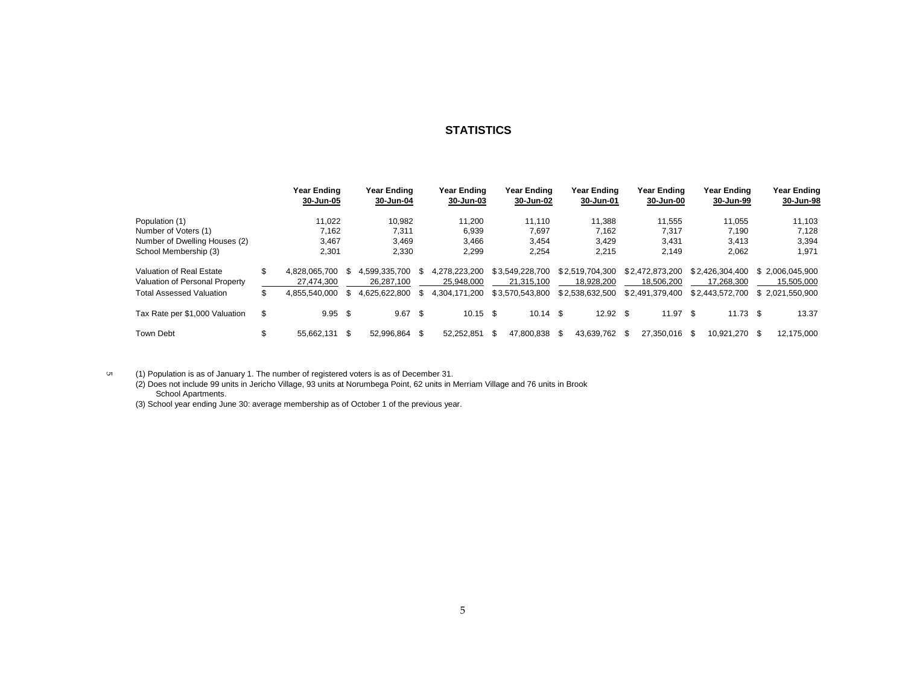# STATISTICS

| | Year Ending 30-Jun-05 | Year Ending 30-Jun-04 | Year Ending 30-Jun-03 | Year Ending 30-Jun-02 | Year Ending 30-Jun-01 | Year Ending 30-Jun-00 | Year Ending 30-Jun-99 | Year Ending 30-Jun-98 |
|---|---|---|---|---|---|---|---|---|
| Population (1) | 11,022 | 10,982 | 11,200 | 11,110 | 11,388 | 11,555 | 11,055 | 11,103 |
| Number of Voters (1) | 7,162 | 7,311 | 6,939 | 7,697 | 7,162 | 7,317 | 7,190 | 7,128 |
| Number of Dwelling Houses (2) | 3,467 | 3,469 | 3,466 | 3,454 | 3,429 | 3,431 | 3,413 | 3,394 |
| School Membership (3) | 2,301 | 2,330 | 2,299 | 2,254 | 2,215 | 2,149 | 2,062 | 1,971 |
| Valuation of Real Estate | $ 4,828,065,700 | $ 4,599,335,700 | $ 4,278,223,200 | $ 3,549,228,700 | $ 2,519,704,300 | $ 2,472,873,200 | $ 2,426,304,400 | $ 2,006,045,900 |
| Valuation of Personal Property | 27,474,300 | 26,287,100 | 25,948,000 | 21,315,100 | 18,928,200 | 18,506,200 | 17,268,300 | 15,505,000 |
| Total Assessed Valuation | $ 4,855,540,000 | $ 4,625,622,800 | $ 4,304,171,200 | $ 3,570,543,800 | $ 2,538,632,500 | $ 2,491,379,400 | $ 2,443,572,700 | $ 2,021,550,900 |
| Tax Rate per $1,000 Valuation | $ 9.95 | $ 9.67 | $ 10.15 | $ 10.14 | $ 12.92 | $ 11.97 | $ 11.73 | $ 13.37 |
| Town Debt | $ 55,662,131 | $ 52,996,864 | $ 52,252,851 | $ 47,800,838 | $ 43,639,762 | $ 27,350,016 | $ 10,921,270 | $ 12,175,000 |

(1) Population is as of January 1. The number of registered voters is as of December 31.

(2) Does not include 99 units in Jericho Village, 93 units at Norumbega Point, 62 units in Merriam Village and 76 units in Brook School Apartments.

(3) School year ending June 30: average membership as of October 1 of the previous year.